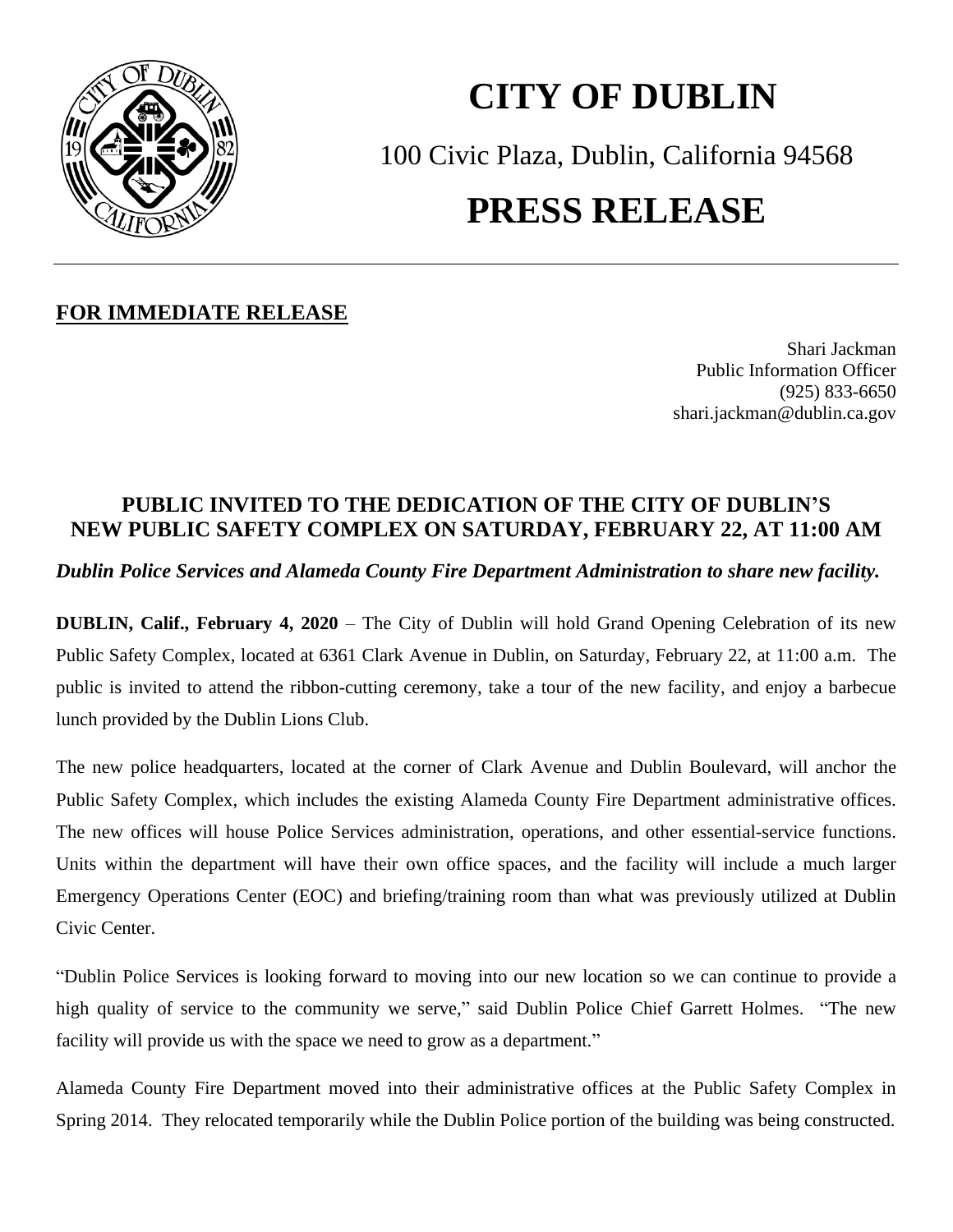# CITY OF DUBLIN

100 Civic Plaza, Dublin, California 94568

# PRESS RELEASE

---

**FOR IMMEDIATE RELEASE**

Shari Jackman
Public Information Officer
(925) 833-6650
shari.jackman@dublin.ca.gov

## PUBLIC INVITED TO THE DEDICATION OF THE CITY OF DUBLIN'S NEW PUBLIC SAFETY COMPLEX ON SATURDAY, FEBRUARY 22, AT 11:00 AM

***Dublin Police Services and Alameda County Fire Department Administration to share new facility.***

**DUBLIN, Calif., February 4, 2020** – The City of Dublin will hold Grand Opening Celebration of its new Public Safety Complex, located at 6361 Clark Avenue in Dublin, on Saturday, February 22, at 11:00 a.m. The public is invited to attend the ribbon-cutting ceremony, take a tour of the new facility, and enjoy a barbecue lunch provided by the Dublin Lions Club.

The new police headquarters, located at the corner of Clark Avenue and Dublin Boulevard, will anchor the Public Safety Complex, which includes the existing Alameda County Fire Department administrative offices. The new offices will house Police Services administration, operations, and other essential-service functions. Units within the department will have their own office spaces, and the facility will include a much larger Emergency Operations Center (EOC) and briefing/training room than what was previously utilized at Dublin Civic Center.

"Dublin Police Services is looking forward to moving into our new location so we can continue to provide a high quality of service to the community we serve," said Dublin Police Chief Garrett Holmes. "The new facility will provide us with the space we need to grow as a department."

Alameda County Fire Department moved into their administrative offices at the Public Safety Complex in Spring 2014. They relocated temporarily while the Dublin Police portion of the building was being constructed.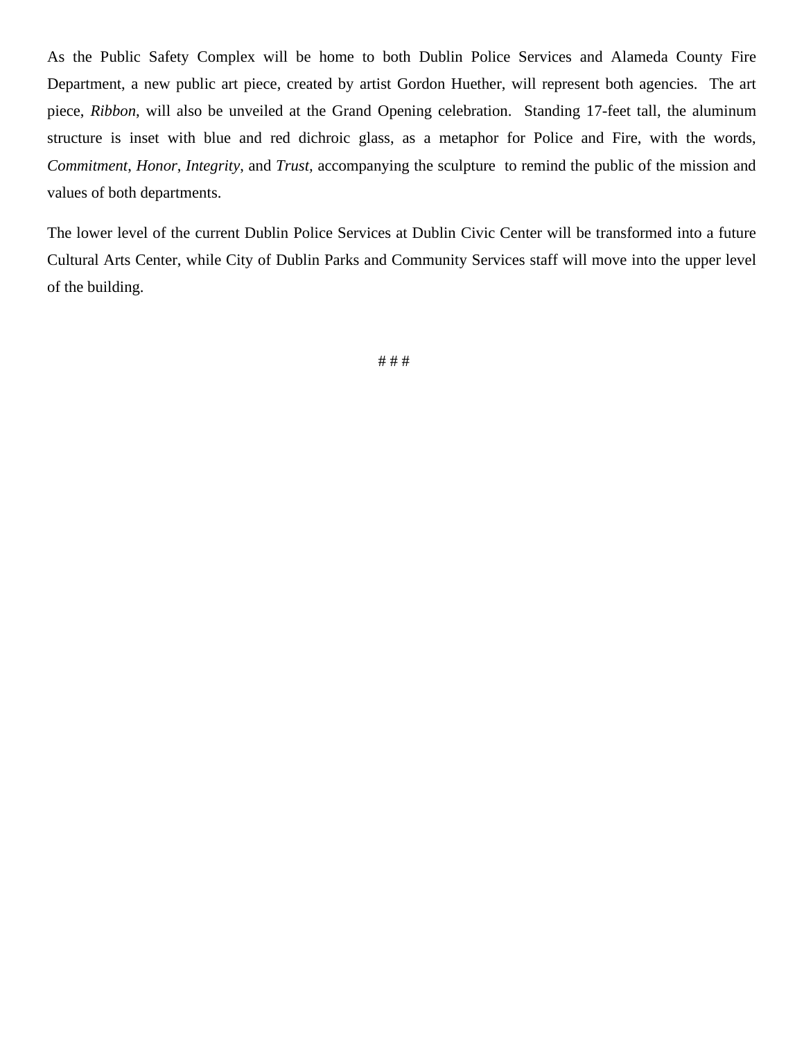As the Public Safety Complex will be home to both Dublin Police Services and Alameda County Fire Department, a new public art piece, created by artist Gordon Huether, will represent both agencies. The art piece, *Ribbon*, will also be unveiled at the Grand Opening celebration. Standing 17-feet tall, the aluminum structure is inset with blue and red dichroic glass, as a metaphor for Police and Fire, with the words, *Commitment*, *Honor*, *Integrity*, and *Trust*, accompanying the sculpture to remind the public of the mission and values of both departments.

The lower level of the current Dublin Police Services at Dublin Civic Center will be transformed into a future Cultural Arts Center, while City of Dublin Parks and Community Services staff will move into the upper level of the building.

# # #